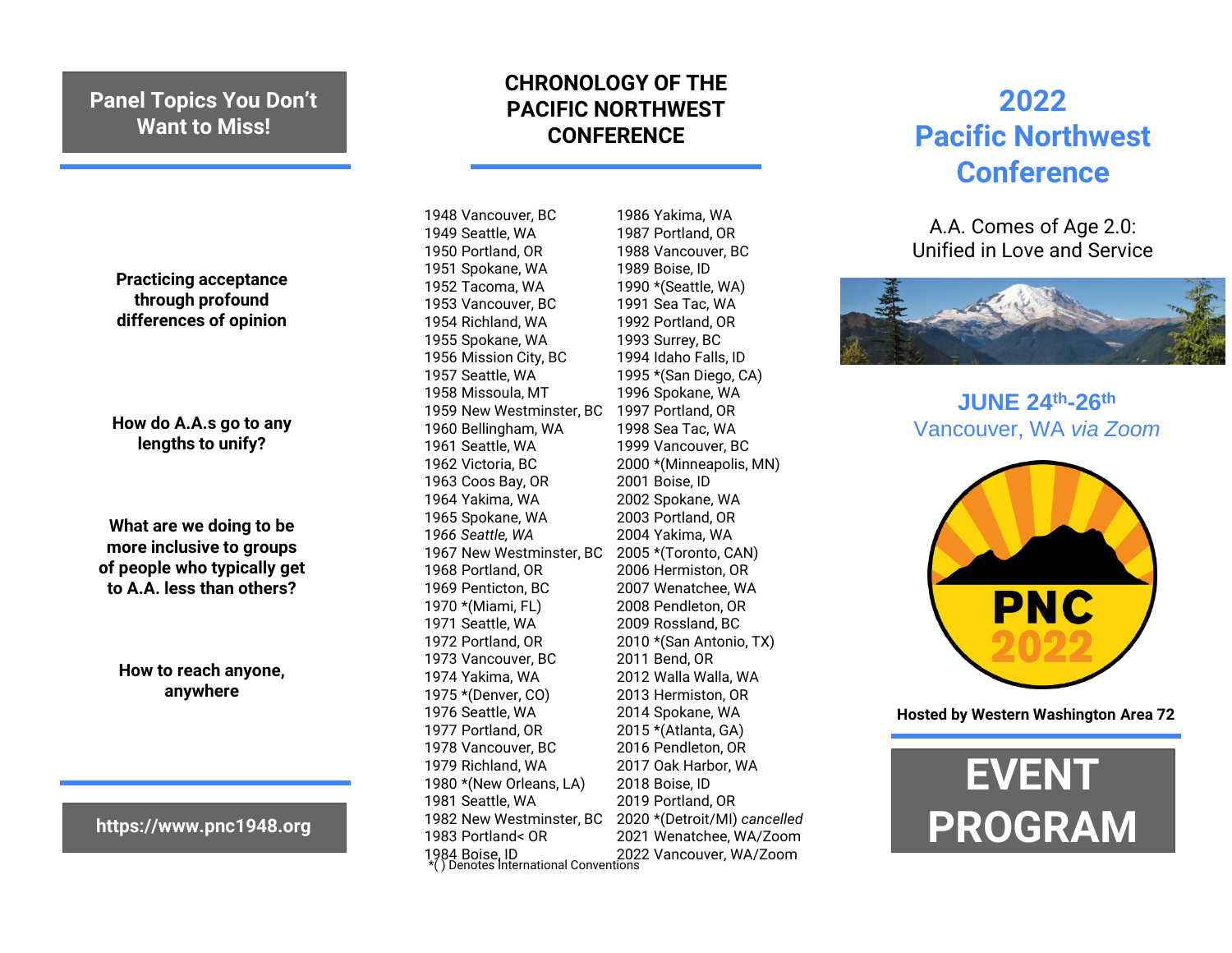## Panel Topics You Don't Want to Miss!

**Practicing acceptance through profound differences of opinion**

**How do A.A.s go to any lengths to unify?**

**What are we doing to be more inclusive to groups of people who typically get to A.A. less than others?**

**How to reach anyone, anywhere**

**https://www.pnc1948.org**

## CHRONOLOGY OF THE PACIFIC NORTHWEST CONFERENCE

1948 Vancouver, BC
1949 Seattle, WA
1950 Portland, OR
1951 Spokane, WA
1952 Tacoma, WA
1953 Vancouver, BC
1954 Richland, WA
1955 Spokane, WA
1956 Mission City, BC
1957 Seattle, WA
1958 Missoula, MT
1959 New Westminster, BC
1960 Bellingham, WA
1961 Seattle, WA
1962 Victoria, BC
1963 Coos Bay, OR
1964 Yakima, WA
1965 Spokane, WA
*1966 Seattle, WA*
1967 New Westminster, BC
1968 Portland, OR
1969 Penticton, BC
1970 *(Miami, FL)
1971 Seattle, WA
1972 Portland, OR
1973 Vancouver, BC
1974 Yakima, WA
1975 *(Denver, CO)
1976 Seattle, WA
1977 Portland, OR
1978 Vancouver, BC
1979 Richland, WA
1980 *(New Orleans, LA)
1981 Seattle, WA
1982 New Westminster, BC
1983 Portland< OR
1984 Boise, ID
1986 Yakima, WA
1987 Portland, OR
1988 Vancouver, BC
1989 Boise, ID
1990 *(Seattle, WA)
1991 Sea Tac, WA
1992 Portland, OR
1993 Surrey, BC
1994 Idaho Falls, ID
1995 *(San Diego, CA)
1996 Spokane, WA
1997 Portland, OR
1998 Sea Tac, WA
1999 Vancouver, BC
2000 *(Minneapolis, MN)
2001 Boise, ID
2002 Spokane, WA
2003 Portland, OR
2004 Yakima, WA
2005 *(Toronto, CAN)
2006 Hermiston, OR
2007 Wenatchee, WA
2008 Pendleton, OR
2009 Rossland, BC
2010 *(San Antonio, TX)
2011 Bend, OR
2012 Walla Walla, WA
2013 Hermiston, OR
2014 Spokane, WA
2015 *(Atlanta, GA)
2016 Pendleton, OR
2017 Oak Harbor, WA
2018 Boise, ID
2019 Portland, OR
2020 *(Detroit/MI) *cancelled*
2021 Wenatchee, WA/Zoom
2022 Vancouver, WA/Zoom

*( ) Denotes International Conventions

# 2022 Pacific Northwest Conference

A.A. Comes of Age 2.0:
Unified in Love and Service

**JUNE 24th-26th**
Vancouver, WA *via Zoom*

PNC 2022

**Hosted by Western Washington Area 72**

# EVENT PROGRAM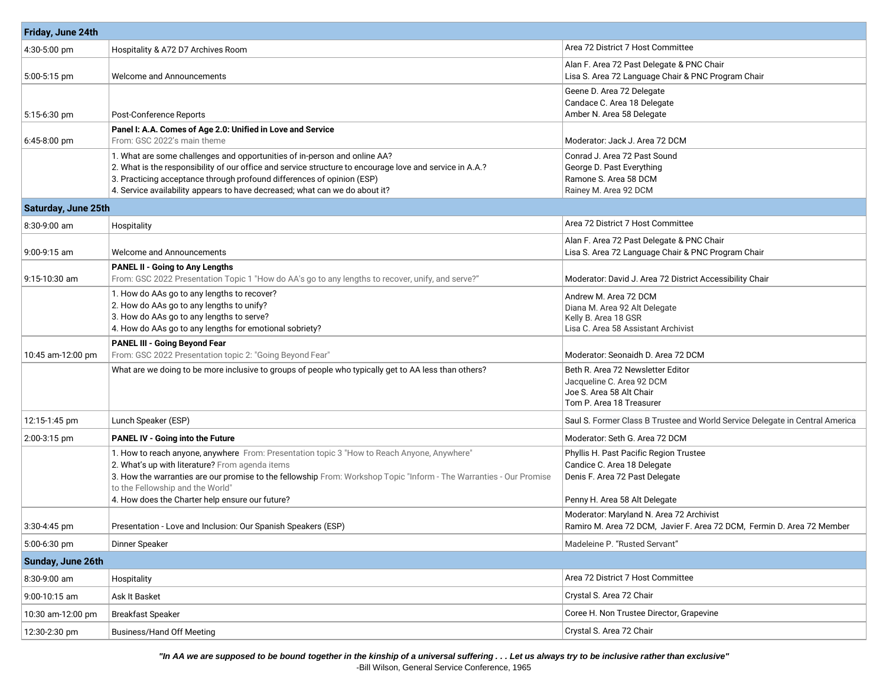| | | |
|---|---|---|
| **Friday, June 24th** | | |
| 4:30-5:00 pm | Hospitality & A72 D7 Archives Room | Area 72 District 7 Host Committee |
| 5:00-5:15 pm | Welcome and Announcements | Alan F. Area 72 Past Delegate & PNC Chair<br>Lisa S. Area 72 Language Chair & PNC Program Chair |
| 5:15-6:30 pm | Post-Conference Reports | Geene D. Area 72 Delegate<br>Candace C. Area 18 Delegate<br>Amber N. Area 58 Delegate |
| 6:45-8:00 pm | **Panel I: A.A. Comes of Age 2.0: Unified in Love and Service**<br>From: GSC 2022's main theme | Moderator: Jack J. Area 72 DCM |
| | 1. What are some challenges and opportunities of in-person and online AA?<br>2. What is the responsibility of our office and service structure to encourage love and service in A.A.?<br>3. Practicing acceptance through profound differences of opinion (ESP)<br>4. Service availability appears to have decreased; what can we do about it? | Conrad J. Area 72 Past Sound<br>George D. Past Everything<br>Ramone S. Area 58 DCM<br>Rainey M. Area 92 DCM |
| **Saturday, June 25th** | | |
| 8:30-9:00 am | Hospitality | Area 72 District 7 Host Committee |
| 9:00-9:15 am | Welcome and Announcements | Alan F. Area 72 Past Delegate & PNC Chair<br>Lisa S. Area 72 Language Chair & PNC Program Chair |
| 9:15-10:30 am | **PANEL II - Going to Any Lengths**<br>From: GSC 2022 Presentation Topic 1 "How do AA's go to any lengths to recover, unify, and serve?" | Moderator: David J. Area 72 District Accessibility Chair |
| | 1. How do AAs go to any lengths to recover?<br>2. How do AAs go to any lengths to unify?<br>3. How do AAs go to any lengths to serve?<br>4. How do AAs go to any lengths for emotional sobriety? | Andrew M. Area 72 DCM<br>Diana M. Area 92 Alt Delegate<br>Kelly B. Area 18 GSR<br>Lisa C. Area 58 Assistant Archivist |
| 10:45 am-12:00 pm | **PANEL III - Going Beyond Fear**<br>From: GSC 2022 Presentation topic 2: "Going Beyond Fear" | Moderator: Seonaidh D. Area 72 DCM |
| | What are we doing to be more inclusive to groups of people who typically get to AA less than others? | Beth R. Area 72 Newsletter Editor<br>Jacqueline C. Area 92 DCM<br>Joe S. Area 58 Alt Chair<br>Tom P. Area 18 Treasurer |
| 12:15-1:45 pm | Lunch Speaker (ESP) | Saul S. Former Class B Trustee and World Service Delegate in Central America |
| 2:00-3:15 pm | **PANEL IV - Going into the Future** | Moderator: Seth G. Area 72 DCM |
| | 1. How to reach anyone, anywhere From: Presentation topic 3 "How to Reach Anyone, Anywhere"<br>2. What's up with literature? From agenda items<br>3. How the warranties are our promise to the fellowship From: Workshop Topic "Inform - The Warranties - Our Promise to the Fellowship and the World"<br>4. How does the Charter help ensure our future? | Phyllis H. Past Pacific Region Trustee<br>Candice C. Area 18 Delegate<br>Denis F. Area 72 Past Delegate<br><br>Penny H. Area 58 Alt Delegate |
| 3:30-4:45 pm | Presentation - Love and Inclusion: Our Spanish Speakers (ESP) | Moderator: Maryland N. Area 72 Archivist<br>Ramiro M. Area 72 DCM, Javier F. Area 72 DCM, Fermin D. Area 72 Member |
| 5:00-6:30 pm | Dinner Speaker | Madeleine P. "Rusted Servant" |
| **Sunday, June 26th** | | |
| 8:30-9:00 am | Hospitality | Area 72 District 7 Host Committee |
| 9:00-10:15 am | Ask It Basket | Crystal S. Area 72 Chair |
| 10:30 am-12:00 pm | Breakfast Speaker | Coree H. Non Trustee Director, Grapevine |
| 12:30-2:30 pm | Business/Hand Off Meeting | Crystal S. Area 72 Chair |

***"In AA we are supposed to be bound together in the kinship of a universal suffering . . . Let us always try to be inclusive rather than exclusive"***

-Bill Wilson, General Service Conference, 1965